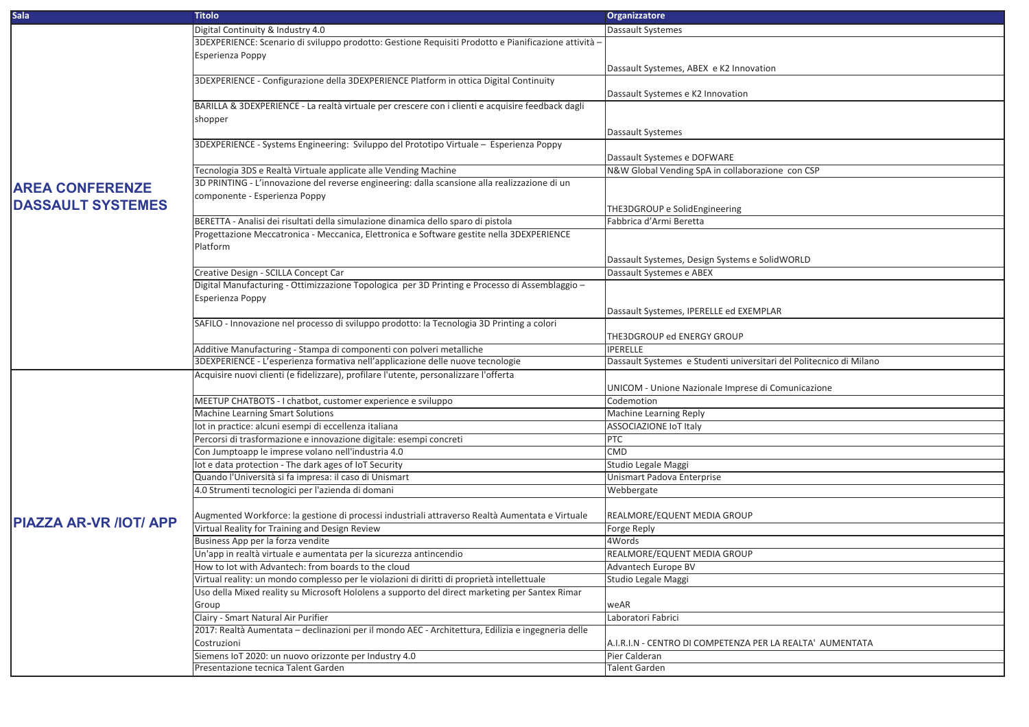| Sala | Titolo | Organizzatore |
| --- | --- | --- |
| **AREA CONFERENZE DASSAULT SYSTEMES** | Digital Continuity & Industry 4.0 | Dassault Systemes |
| | 3DEXPERIENCE: Scenario di sviluppo prodotto: Gestione Requisiti Prodotto e Pianificazione attività – Esperienza Poppy | Dassault Systemes, ABEX e K2 Innovation |
| | 3DEXPERIENCE - Configurazione della 3DEXPERIENCE Platform in ottica Digital Continuity | Dassault Systemes e K2 Innovation |
| | BARILLA & 3DEXPERIENCE - La realtà virtuale per crescere con i clienti e acquisire feedback dagli shopper | Dassault Systemes |
| | 3DEXPERIENCE - Systems Engineering: Sviluppo del Prototipo Virtuale – Esperienza Poppy | Dassault Systemes e DOFWARE |
| | Tecnologia 3DS e Realtà Virtuale applicate alle Vending Machine | N&W Global Vending SpA in collaborazione con CSP |
| | 3D PRINTING - L'innovazione del reverse engineering: dalla scansione alla realizzazione di un componente - Esperienza Poppy | THE3DGROUP e SolidEngineering |
| | BERETTA - Analisi dei risultati della simulazione dinamica dello sparo di pistola | Fabbrica d'Armi Beretta |
| | Progettazione Meccatronica - Meccanica, Elettronica e Software gestite nella 3DEXPERIENCE Platform | Dassault Systemes, Design Systems e SolidWORLD |
| | Creative Design - SCILLA Concept Car | Dassault Systemes e ABEX |
| | Digital Manufacturing - Ottimizzazione Topologica per 3D Printing e Processo di Assemblaggio – Esperienza Poppy | Dassault Systemes, IPERELLE ed EXEMPLAR |
| | SAFILO - Innovazione nel processo di sviluppo prodotto: la Tecnologia 3D Printing a colori | THE3DGROUP ed ENERGY GROUP |
| | Additive Manufacturing - Stampa di componenti con polveri metalliche | IPERELLE |
| | 3DEXPERIENCE - L'esperienza formativa nell'applicazione delle nuove tecnologie | Dassault Systemes e Studenti universitari del Politecnico di Milano |
| **PIAZZA AR-VR /IOT/ APP** | Acquisire nuovi clienti (e fidelizzare), profilare l'utente, personalizzare l'offerta | UNICOM - Unione Nazionale Imprese di Comunicazione |
| | MEETUP CHATBOTS - I chatbot, customer experience e sviluppo | Codemotion |
| | Machine Learning Smart Solutions | Machine Learning Reply |
| | Iot in practice: alcuni esempi di eccellenza italiana | ASSOCIAZIONE IoT Italy |
| | Percorsi di trasformazione e innovazione digitale: esempi concreti | PTC |
| | Con Jumptoapp le imprese volano nell'industria 4.0 | CMD |
| | Iot e data protection - The dark ages of IoT Security | Studio Legale Maggi |
| | Quando l'Università si fa impresa: il caso di Unismart | Unismart Padova Enterprise |
| | 4.0 Strumenti tecnologici per l'azienda di domani | Webbergate |
| | Augmented Workforce: la gestione di processi industriali attraverso Realtà Aumentata e Virtuale | REALMORE/EQUENT MEDIA GROUP |
| | Virtual Reality for Training and Design Review | Forge Reply |
| | Business App per la forza vendite | 4Words |
| | Un'app in realtà virtuale e aumentata per la sicurezza antincendio | REALMORE/EQUENT MEDIA GROUP |
| | How to Iot with Advantech: from boards to the cloud | Advantech Europe BV |
| | Virtual reality: un mondo complesso per le violazioni di diritti di proprietà intellettuale | Studio Legale Maggi |
| | Uso della Mixed reality su Microsoft Hololens a supporto del direct marketing per Santex Rimar Group | weAR |
| | Clairy - Smart Natural Air Purifier | Laboratori Fabrici |
| | 2017: Realtà Aumentata – declinazioni per il mondo AEC - Architettura, Edilizia e ingegneria delle Costruzioni | A.I.R.I.N - CENTRO DI COMPETENZA PER LA REALTA' AUMENTATA |
| | Siemens IoT 2020: un nuovo orizzonte per Industry 4.0 | Pier Calderan |
| | Presentazione tecnica Talent Garden | Talent Garden |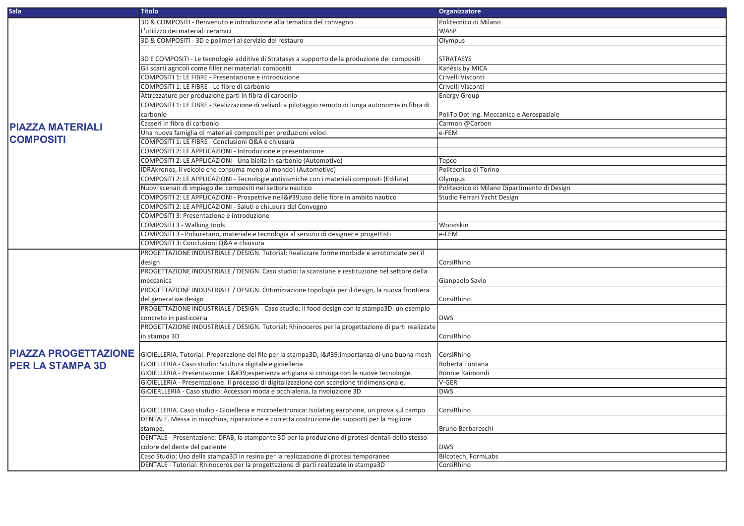| Sala | Titolo | Organizzatore |
|---|---|---|
| **PIAZZA MATERIALI COMPOSITI** | 3D & COMPOSITI - Benvenuto e introduzione alla tematica del convegno | Politecnico di Milano |
| | L'utilizzo dei materiali ceramici | WASP |
| | 3D & COMPOSITI - 3D e polimeri al servizio del restauro | Olympus |
| | 3D E COMPOSITI - Le tecnologie additive di Stratasys a supporto della produzione dei compositi | STRATASYS |
| | Gli scarti agricoli come filler nei materiali compositi | Kanèsis by MICA |
| | COMPOSITI 1: LE FIBRE - Presentazione e introduzione | Crivelli Visconti |
| | COMPOSITI 1: LE FIBRE - Le fibre di carbonio | Crivelli Visconti |
| | Attrezzature per produzione parti in fibra di carbonio | Energy Group |
| | COMPOSITI 1: LE FIBRE - Realizzazione di velivoli a pilotaggio remoto di lunga autonomia in fibra di carbonio | PoliTo Dpt Ing. Meccanica e Aerospaziale |
| | Casseri in fibra di carbonio | Carmon @Carbon |
| | Una nuova famiglia di materiali compositi per produzioni veloci | e-FEM |
| | COMPOSITI 1: LE FIBRE - Conclusioni Q&A e chiusura | |
| | COMPOSITI 2: LE APPLICAZIONI - Introduzione e presentazione | |
| | COMPOSITI 2: LE APPLICAZIONI - Una biella in carbonio (Automotive) | Tepco |
| | IDRAkronos, il veicolo che consuma meno al mondo! (Automotive) | Politecnico di Torino |
| | COMPOSITI 2: LE APPLICAZIONI - Tecnologie antisismiche con i materiali compositi (Edilizia) | Olympus |
| | Nuovi scenari di impiego dei compositi nel settore nautico | Politecnico di Milano Dipartimento di Design |
| | COMPOSITI 2: LE APPLICAZIONI - Prospettive nell&#39;uso delle fibre in ambito nautico | Studio Ferrari Yacht Design |
| | COMPOSITI 2: LE APPLICAZIONI - Saluti e chiusura del Convegno | |
| | COMPOSITI 3: Presentazione e introduzione | |
| | COMPOSITI 3 - Walking tools | Woodskin |
| | COMPOSITI 3 - Poliuretano, materiale e tecnologia al servizio di designer e progettisti | e-FEM |
| | COMPOSITI 3: Conclusioni Q&A e chiusura | |
| **PIAZZA PROGETTAZIONE PER LA STAMPA 3D** | PROGETTAZIONE INDUSTRIALE / DESIGN. Tutorial: Realizzare forme morbide e arrotondate per il design | CorsiRhino |
| | PROGETTAZIONE INDUSTRIALE / DESIGN. Caso studio: la scansione e restituzione nel settore della meccanica | Gianpaolo Savio |
| | PROGETTAZIONE INDUSTRIALE / DESIGN. Ottimizzazione topologia per il design, la nuova frontiera del generative design | CorsiRhino |
| | PROGETTAZIONE INDUSTRIALE / DESIGN - Caso studio: Il food design con la stampa3D: un esempio concreto in pasticceria | DWS |
| | PROGETTAZIONE INDUSTRIALE / DESIGN. Tutorial: Rhinoceros per la progettazione di parti realizzate in stampa 3D | CorsiRhino |
| | GIOIELLERIA. Tutorial: Preparazione dei file per la stampa3D, l&#39;importanza di una buona mesh | CorsiRhino |
| | GIOIELLERIA - Caso studio: Scultura digitale e gioielleria | Roberta Fontana |
| | GIOIELLERIA - Presentazione: L&#39;esperienza artigiana si coniuga con le nuove tecnologie. | Ronnie Raimondi |
| | GIOIELLERIA - Presentazione: Il processo di digitalizzazione con scansione tridimensionale. | V-GER |
| | GIOIERLLERIA - Caso studio: Accessori moda e occhialeria, la rivoluzione 3D | DWS |
| | GIOIELLERIA. Caso studio - Gioielleria e microelettronica: Isolating earphone, un prova sul campo | CorsiRhino |
| | DENTALE. Messa in macchina, riparazione e corretta costruzione dei supporti per la migliore stampa. | Bruno Barbareschi |
| | DENTALE - Presentazione: DFAB, la stampante 3D per la produzione di protesi dentali dello stesso colore del dente del paziente | DWS |
| | Caso Studio: Uso della stampa3D in resina per la realizzazione di protesi temporanee | Bilcotech, FormLabs |
| | DENTALE - Tutorial: Rhinoceros per la progettazione di parti realizzate in stampa3D | CorsiRhino |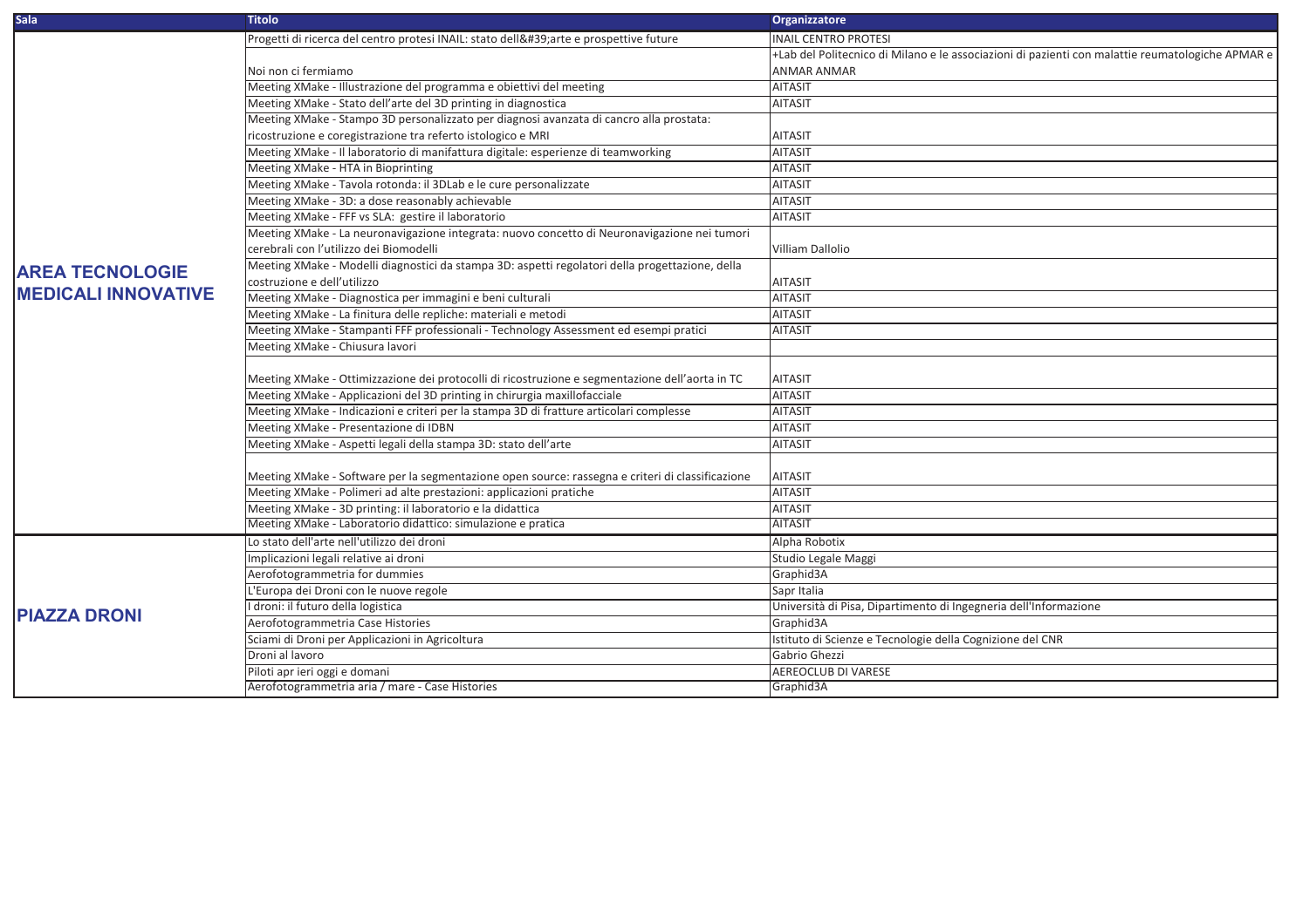| Sala | Titolo | Organizzatore |
|---|---|---|
| AREA TECNOLOGIE MEDICALI INNOVATIVE | Progetti di ricerca del centro protesi INAIL: stato dell&#39;arte e prospettive future | INAIL CENTRO PROTESI |
| | Noi non ci fermiamo | +Lab del Politecnico di Milano e le associazioni di pazienti con malattie reumatologiche APMAR e ANMAR ANMAR |
| | Meeting XMake - Illustrazione del programma e obiettivi del meeting | AITASIT |
| | Meeting XMake - Stato dell'arte del 3D printing in diagnostica | AITASIT |
| | Meeting XMake - Stampo 3D personalizzato per diagnosi avanzata di cancro alla prostata: ricostruzione e coregistrazione tra referto istologico e MRI | AITASIT |
| | Meeting XMake - Il laboratorio di manifattura digitale: esperienze di teamworking | AITASIT |
| | Meeting XMake - HTA in Bioprinting | AITASIT |
| | Meeting XMake - Tavola rotonda: il 3DLab e le cure personalizzate | AITASIT |
| | Meeting XMake - 3D: a dose reasonably achievable | AITASIT |
| | Meeting XMake - FFF vs SLA: gestire il laboratorio | AITASIT |
| | Meeting XMake - La neuronavigazione integrata: nuovo concetto di Neuronavigazione nei tumori cerebrali con l'utilizzo dei Biomodelli | Villiam Dallolio |
| | Meeting XMake - Modelli diagnostici da stampa 3D: aspetti regolatori della progettazione, della costruzione e dell'utilizzo | AITASIT |
| | Meeting XMake - Diagnostica per immagini e beni culturali | AITASIT |
| | Meeting XMake - La finitura delle repliche: materiali e metodi | AITASIT |
| | Meeting XMake - Stampanti FFF professionali - Technology Assessment ed esempi pratici | AITASIT |
| | Meeting XMake - Chiusura lavori | |
| | Meeting XMake - Ottimizzazione dei protocolli di ricostruzione e segmentazione dell'aorta in TC | AITASIT |
| | Meeting XMake - Applicazioni del 3D printing in chirurgia maxillofacciale | AITASIT |
| | Meeting XMake - Indicazioni e criteri per la stampa 3D di fratture articolari complesse | AITASIT |
| | Meeting XMake - Presentazione di IDBN | AITASIT |
| | Meeting XMake - Aspetti legali della stampa 3D: stato dell'arte | AITASIT |
| | Meeting XMake - Software per la segmentazione open source: rassegna e criteri di classificazione | AITASIT |
| | Meeting XMake - Polimeri ad alte prestazioni: applicazioni pratiche | AITASIT |
| | Meeting XMake - 3D printing: il laboratorio e la didattica | AITASIT |
| | Meeting XMake - Laboratorio didattico: simulazione e pratica | AITASIT |
| PIAZZA DRONI | Lo stato dell'arte nell'utilizzo dei droni | Alpha Robotix |
| | Implicazioni legali relative ai droni | Studio Legale Maggi |
| | Aerofotogrammetria for dummies | Graphid3A |
| | L'Europa dei Droni con le nuove regole | Sapr Italia |
| | I droni: il futuro della logistica | Università di Pisa, Dipartimento di Ingegneria dell'Informazione |
| | Aerofotogrammetria Case Histories | Graphid3A |
| | Sciami di Droni per Applicazioni in Agricoltura | Istituto di Scienze e Tecnologie della Cognizione del CNR |
| | Droni al lavoro | Gabrio Ghezzi |
| | Piloti apr ieri oggi e domani | AEREOCLUB DI VARESE |
| | Aerofotogrammetria aria / mare - Case Histories | Graphid3A |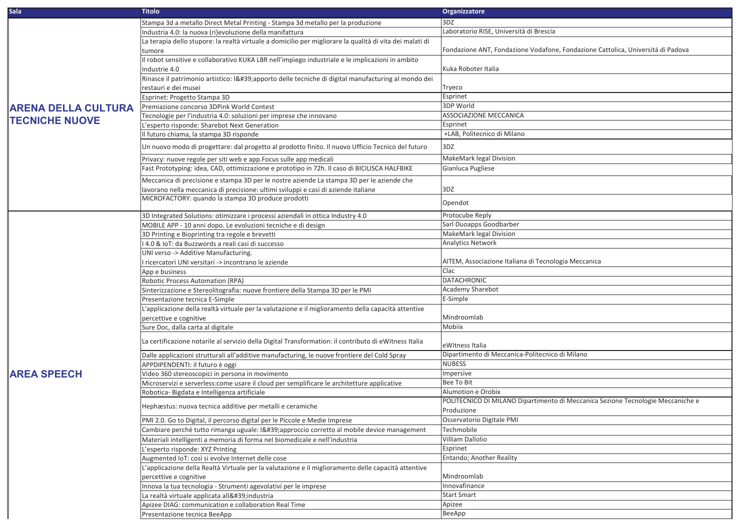| Sala | Titolo | Organizzatore |
|---|---|---|
| ARENA DELLA CULTURA TECNICHE NUOVE | Stampa 3d a metallo Direct Metal Printing - Stampa 3d metallo per la produzione | 3DZ |
| | Industria 4.0: la nuova (ri)evoluzione della manifattura | Laboratorio RISE, Università di Brescia |
| | La terapia dello stupore: la realtà virtuale a domicilio per migliorare la qualità di vita dei malati di tumore | Fondazione ANT, Fondazione Vodafone, Fondazione Cattolica, Università di Padova |
| | Il robot sensitive e collaborativo KUKA LBR nell'impiego industriale e le implicazioni in ambito Industrie 4.0 | Kuka Roboter Italia |
| | Rinasce il patrimonio artistico: l&#39;apporto delle tecniche di digital manufacturing al mondo dei restauri e dei musei | Tryeco |
| | Esprinet: Progetto Stampa 3D | Esprinet |
| | Premiazione concorso 3DPink World Contest | 3DP World |
| | Tecnologie per l'industria 4.0: soluzioni per imprese che innovano | ASSOCIAZIONE MECCANICA |
| | L'esperto risponde: Sharebot Next Generation | Esprinet |
| | Il futuro chiama, la stampa 3D risponde | +LAB, Politecnico di Milano |
| | Un nuovo modo di progettare: dal progetto al prodotto finito. Il nuovo Ufficio Tecnico del futuro | 3DZ |
| | Privacy: nuove regole per siti web e app.Focus sulle app medicali | MakeMark legal Division |
| | Fast Prototyping: idea, CAD, ottimizzazione e prototipo in 72h. Il caso di BICILISCA HALFBIKE | Gianluca Pugliese |
| | Meccanica di precisione e stampa 3D per le nostre aziende La stampa 3D per le aziende che lavorano nella meccanica di precisione: ultimi sviluppi e casi di aziende italiane | 3DZ |
| | MICROFACTORY: quando la stampa 3D produce prodotti | Opendot |
| AREA SPEECH | 3D Integrated Solutions: otimizzare i processi aziendali in ottica Industry 4.0 | Protocube Reply |
| | MOBILE APP - 10 anni dopo. Le evoluzioni tecniche e di design | Sarl Duoapps Goodbarber |
| | 3D Printing e Bioprinting tra regole e brevetti | MakeMark legal Division |
| | I 4.0 & IoT: da Buzzwords a reali casi di successo | Analytics Network |
| | UNI verso -> Additive Manufacturing. I ricercatori UNI versitari -> incontrano le aziende | AITEM, Associazione Italiana di Tecnologia Meccanica |
| | App e business | Clac |
| | Robotic Process Automation (RPA) | DATACHRONIC |
| | Sinterizzazione e Stereolitografia: nuove frontiere della Stampa 3D per le PMI | Academy Sharebot |
| | Presentazione tecnica E-Simple | E-Simple |
| | L'applicazione della realtà virtuale per la valutazione e il miglioramento della capacità attentive percettive e cognitive | Mindroomlab |
| | Sure Doc, dalla carta al digitale | Mobiix |
| | La certificazione notarile al servizio della Digital Transformation: il contributo di eWitness Italia | eWitness Italia |
| | Dalle applicazioni strutturali all'additive manufacturing, le nuove frontiere del Cold Spray | Dipartimento di Meccanica-Politecnico di Milano |
| | APPDIPENDENTI: il futuro è oggi | NUBESS |
| | Video 360 stereoscopici in persona in movimento | Impersive |
| | Microservizi e serverless:come usare il cloud per semplificare le architetture applicative | Bee To Bit |
| | Robotica- Bigdata e Intelligenza artificiale | Alumotion e Orobix |
| | Hephæstus: nuova tecnica additive per metalli e ceramiche | POLITECNICO DI MILANO Dipartimento di Meccanica Sezione Tecnologie Meccaniche e Produzione |
| | PMI 2.0. Go to Digital, il percorso digital per le Piccole e Medie Imprese | Osservatorio Digitale PMI |
| | Cambiare perché tutto rimanga uguale: l&#39;approccio corretto al mobile device management | Techmobile |
| | Materiali intelligenti a memoria di forma nel biomedicale e nell'industria | Villiam Dallolio |
| | L'esperto risponde: XYZ Printing | Esprinet |
| | Augmented IoT: così si evolve Internet delle cose | Entando; Another Reality |
| | L'applicazione della Realtà Virtuale per la valutazione e il miglioramento delle capacità attentive percettive e cognitive | Mindroomlab |
| | Innova la tua tecnologia - Strumenti agevolativi per le imprese | Innovafinance |
| | La realtà virtuale applicata all&#39;industria | Start Smart |
| | Apizee DIAG: communication e collaboration Real Time | Apizee |
| | Presentazione tecnica BeeApp | BeeApp |